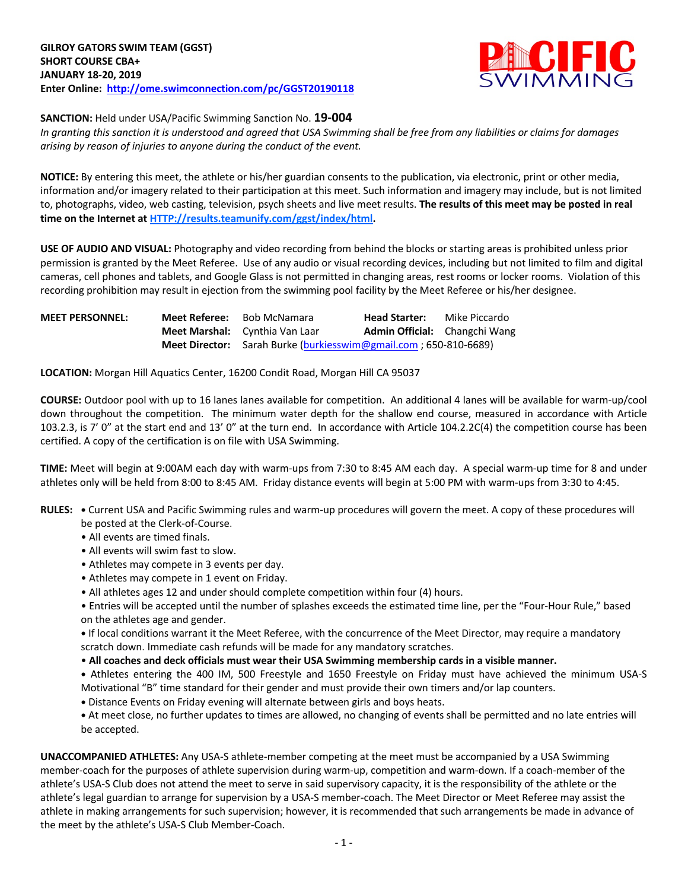**GILROY GATORS SWIM TEAM (GGST)**
**SHORT COURSE CBA+**
**JANUARY 18-20, 2019**
**Enter Online: http://ome.swimconnection.com/pc/GGST20190118**

**SANCTION:** Held under USA/Pacific Swimming Sanction No. **19-004**
*In granting this sanction it is understood and agreed that USA Swimming shall be free from any liabilities or claims for damages arising by reason of injuries to anyone during the conduct of the event.*

**NOTICE:** By entering this meet, the athlete or his/her guardian consents to the publication, via electronic, print or other media, information and/or imagery related to their participation at this meet. Such information and imagery may include, but is not limited to, photographs, video, web casting, television, psych sheets and live meet results. **The results of this meet may be posted in real time on the Internet at HTTP://results.teamunify.com/ggst/index/html.**

**USE OF AUDIO AND VISUAL:** Photography and video recording from behind the blocks or starting areas is prohibited unless prior permission is granted by the Meet Referee. Use of any audio or visual recording devices, including but not limited to film and digital cameras, cell phones and tablets, and Google Glass is not permitted in changing areas, rest rooms or locker rooms. Violation of this recording prohibition may result in ejection from the swimming pool facility by the Meet Referee or his/her designee.

**MEET PERSONNEL:**
- **Meet Referee:** Bob McNamara
- **Head Starter:** Mike Piccardo
- **Meet Marshal:** Cynthia Van Laar
- **Admin Official:** Changchi Wang
- **Meet Director:** Sarah Burke (burkiesswim@gmail.com ; 650-810-6689)

**LOCATION:** Morgan Hill Aquatics Center, 16200 Condit Road, Morgan Hill CA 95037

**COURSE:** Outdoor pool with up to 16 lanes lanes available for competition. An additional 4 lanes will be available for warm-up/cool down throughout the competition. The minimum water depth for the shallow end course, measured in accordance with Article 103.2.3, is 7' 0" at the start end and 13' 0" at the turn end. In accordance with Article 104.2.2C(4) the competition course has been certified. A copy of the certification is on file with USA Swimming.

**TIME:** Meet will begin at 9:00AM each day with warm-ups from 7:30 to 8:45 AM each day. A special warm-up time for 8 and under athletes only will be held from 8:00 to 8:45 AM. Friday distance events will begin at 5:00 PM with warm-ups from 3:30 to 4:45.

**RULES:**
- Current USA and Pacific Swimming rules and warm-up procedures will govern the meet. A copy of these procedures will be posted at the Clerk-of-Course.
- All events are timed finals.
- All events will swim fast to slow.
- Athletes may compete in 3 events per day.
- Athletes may compete in 1 event on Friday.
- All athletes ages 12 and under should complete competition within four (4) hours.
- Entries will be accepted until the number of splashes exceeds the estimated time line, per the "Four-Hour Rule," based on the athletes age and gender.
- If local conditions warrant it the Meet Referee, with the concurrence of the Meet Director, may require a mandatory scratch down. Immediate cash refunds will be made for any mandatory scratches.
- **All coaches and deck officials must wear their USA Swimming membership cards in a visible manner.**
- Athletes entering the 400 IM, 500 Freestyle and 1650 Freestyle on Friday must have achieved the minimum USA-S Motivational "B" time standard for their gender and must provide their own timers and/or lap counters.
- Distance Events on Friday evening will alternate between girls and boys heats.
- At meet close, no further updates to times are allowed, no changing of events shall be permitted and no late entries will be accepted.

**UNACCOMPANIED ATHLETES:** Any USA-S athlete-member competing at the meet must be accompanied by a USA Swimming member-coach for the purposes of athlete supervision during warm-up, competition and warm-down. If a coach-member of the athlete's USA-S Club does not attend the meet to serve in said supervisory capacity, it is the responsibility of the athlete or the athlete's legal guardian to arrange for supervision by a USA-S member-coach. The Meet Director or Meet Referee may assist the athlete in making arrangements for such supervision; however, it is recommended that such arrangements be made in advance of the meet by the athlete's USA-S Club Member-Coach.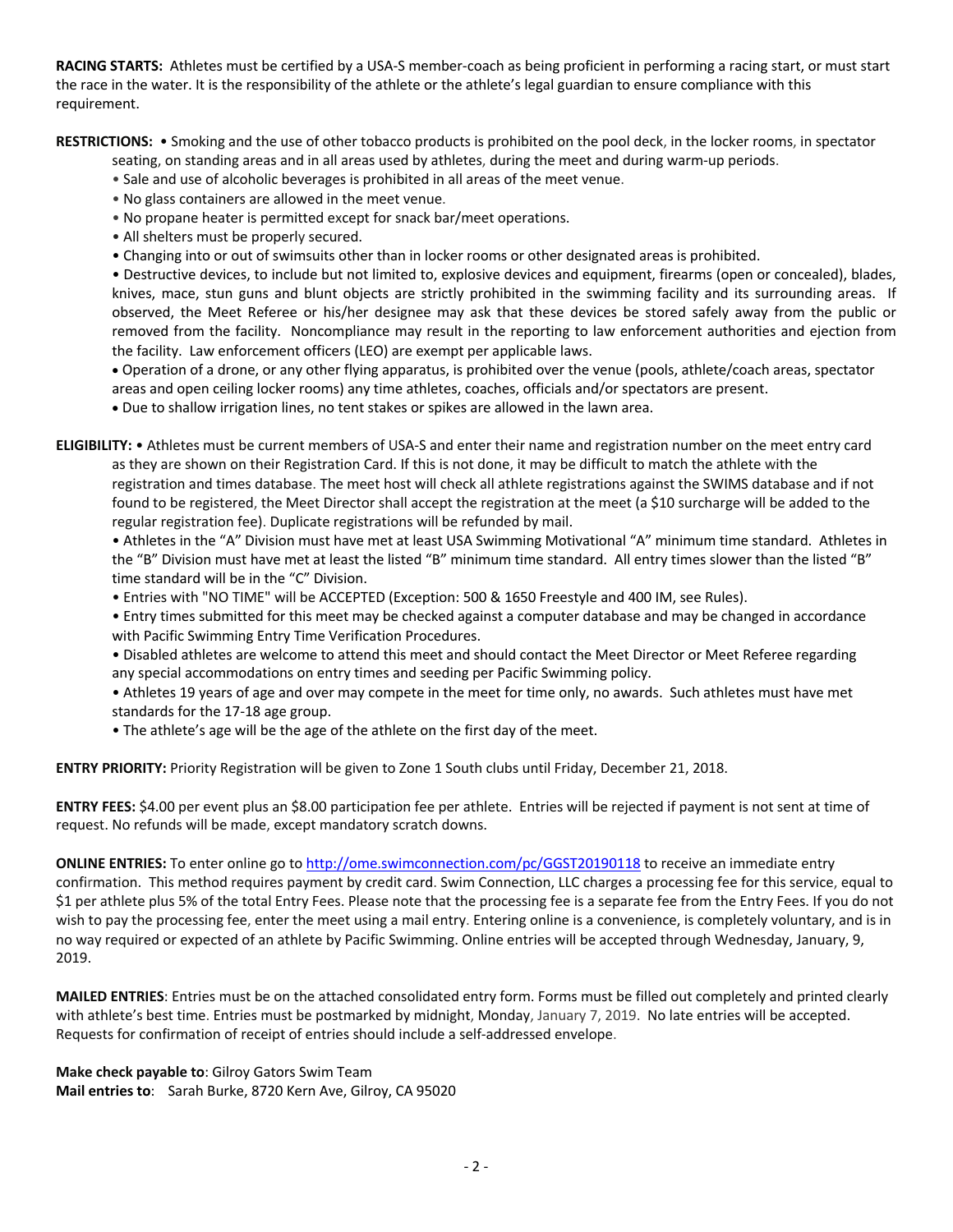**RACING STARTS:** Athletes must be certified by a USA-S member-coach as being proficient in performing a racing start, or must start the race in the water. It is the responsibility of the athlete or the athlete's legal guardian to ensure compliance with this requirement.

**RESTRICTIONS:** • Smoking and the use of other tobacco products is prohibited on the pool deck, in the locker rooms, in spectator seating, on standing areas and in all areas used by athletes, during the meet and during warm-up periods.

• Sale and use of alcoholic beverages is prohibited in all areas of the meet venue.

• No glass containers are allowed in the meet venue.

• No propane heater is permitted except for snack bar/meet operations.

• All shelters must be properly secured.

• Changing into or out of swimsuits other than in locker rooms or other designated areas is prohibited.

• Destructive devices, to include but not limited to, explosive devices and equipment, firearms (open or concealed), blades, knives, mace, stun guns and blunt objects are strictly prohibited in the swimming facility and its surrounding areas. If observed, the Meet Referee or his/her designee may ask that these devices be stored safely away from the public or removed from the facility. Noncompliance may result in the reporting to law enforcement authorities and ejection from the facility. Law enforcement officers (LEO) are exempt per applicable laws.

• Operation of a drone, or any other flying apparatus, is prohibited over the venue (pools, athlete/coach areas, spectator areas and open ceiling locker rooms) any time athletes, coaches, officials and/or spectators are present.

• Due to shallow irrigation lines, no tent stakes or spikes are allowed in the lawn area.

**ELIGIBILITY:** • Athletes must be current members of USA-S and enter their name and registration number on the meet entry card as they are shown on their Registration Card. If this is not done, it may be difficult to match the athlete with the registration and times database. The meet host will check all athlete registrations against the SWIMS database and if not found to be registered, the Meet Director shall accept the registration at the meet (a $10 surcharge will be added to the regular registration fee). Duplicate registrations will be refunded by mail.

• Athletes in the "A" Division must have met at least USA Swimming Motivational "A" minimum time standard. Athletes in the "B" Division must have met at least the listed "B" minimum time standard. All entry times slower than the listed "B" time standard will be in the "C" Division.

• Entries with "NO TIME" will be ACCEPTED (Exception: 500 & 1650 Freestyle and 400 IM, see Rules).

• Entry times submitted for this meet may be checked against a computer database and may be changed in accordance with Pacific Swimming Entry Time Verification Procedures.

• Disabled athletes are welcome to attend this meet and should contact the Meet Director or Meet Referee regarding any special accommodations on entry times and seeding per Pacific Swimming policy.

• Athletes 19 years of age and over may compete in the meet for time only, no awards. Such athletes must have met standards for the 17-18 age group.

• The athlete's age will be the age of the athlete on the first day of the meet.

**ENTRY PRIORITY:** Priority Registration will be given to Zone 1 South clubs until Friday, December 21, 2018.

**ENTRY FEES:** $4.00 per event plus an $8.00 participation fee per athlete. Entries will be rejected if payment is not sent at time of request. No refunds will be made, except mandatory scratch downs.

**ONLINE ENTRIES:** To enter online go to http://ome.swimconnection.com/pc/GGST20190118 to receive an immediate entry confirmation. This method requires payment by credit card. Swim Connection, LLC charges a processing fee for this service, equal to $1 per athlete plus 5% of the total Entry Fees. Please note that the processing fee is a separate fee from the Entry Fees. If you do not wish to pay the processing fee, enter the meet using a mail entry. Entering online is a convenience, is completely voluntary, and is in no way required or expected of an athlete by Pacific Swimming. Online entries will be accepted through Wednesday, January, 9, 2019.

**MAILED ENTRIES**: Entries must be on the attached consolidated entry form. Forms must be filled out completely and printed clearly with athlete's best time. Entries must be postmarked by midnight, Monday, January 7, 2019. No late entries will be accepted. Requests for confirmation of receipt of entries should include a self-addressed envelope.

**Make check payable to**: Gilroy Gators Swim Team
**Mail entries to**: Sarah Burke, 8720 Kern Ave, Gilroy, CA 95020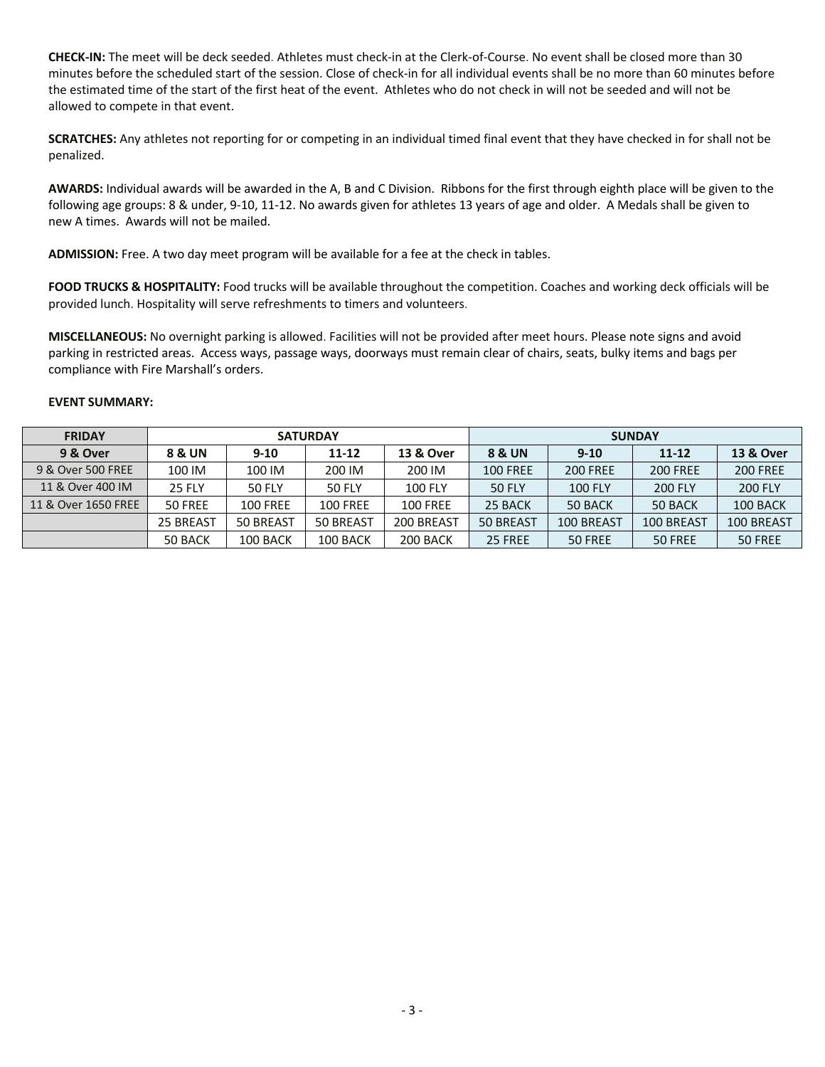**CHECK-IN:** The meet will be deck seeded. Athletes must check-in at the Clerk-of-Course. No event shall be closed more than 30 minutes before the scheduled start of the session. Close of check-in for all individual events shall be no more than 60 minutes before the estimated time of the start of the first heat of the event. Athletes who do not check in will not be seeded and will not be allowed to compete in that event.

**SCRATCHES:** Any athletes not reporting for or competing in an individual timed final event that they have checked in for shall not be penalized.

**AWARDS:** Individual awards will be awarded in the A, B and C Division. Ribbons for the first through eighth place will be given to the following age groups: 8 & under, 9-10, 11-12. No awards given for athletes 13 years of age and older. A Medals shall be given to new A times. Awards will not be mailed.

**ADMISSION:** Free. A two day meet program will be available for a fee at the check in tables.

**FOOD TRUCKS & HOSPITALITY:** Food trucks will be available throughout the competition. Coaches and working deck officials will be provided lunch. Hospitality will serve refreshments to timers and volunteers.

**MISCELLANEOUS:** No overnight parking is allowed. Facilities will not be provided after meet hours. Please note signs and avoid parking in restricted areas. Access ways, passage ways, doorways must remain clear of chairs, seats, bulky items and bags per compliance with Fire Marshall's orders.

**EVENT SUMMARY:**

| FRIDAY | SATURDAY | | | | SUNDAY | | | |
|---|---|---|---|---|---|---|---|---|
| **9 & Over** | **8 & UN** | **9-10** | **11-12** | **13 & Over** | **8 & UN** | **9-10** | **11-12** | **13 & Over** |
| 9 & Over 500 FREE | 100 IM | 100 IM | 200 IM | 200 IM | 100 FREE | 200 FREE | 200 FREE | 200 FREE |
| 11 & Over 400 IM | 25 FLY | 50 FLY | 50 FLY | 100 FLY | 50 FLY | 100 FLY | 200 FLY | 200 FLY |
| 11 & Over 1650 FREE | 50 FREE | 100 FREE | 100 FREE | 100 FREE | 25 BACK | 50 BACK | 50 BACK | 100 BACK |
| | 25 BREAST | 50 BREAST | 50 BREAST | 200 BREAST | 50 BREAST | 100 BREAST | 100 BREAST | 100 BREAST |
| | 50 BACK | 100 BACK | 100 BACK | 200 BACK | 25 FREE | 50 FREE | 50 FREE | 50 FREE |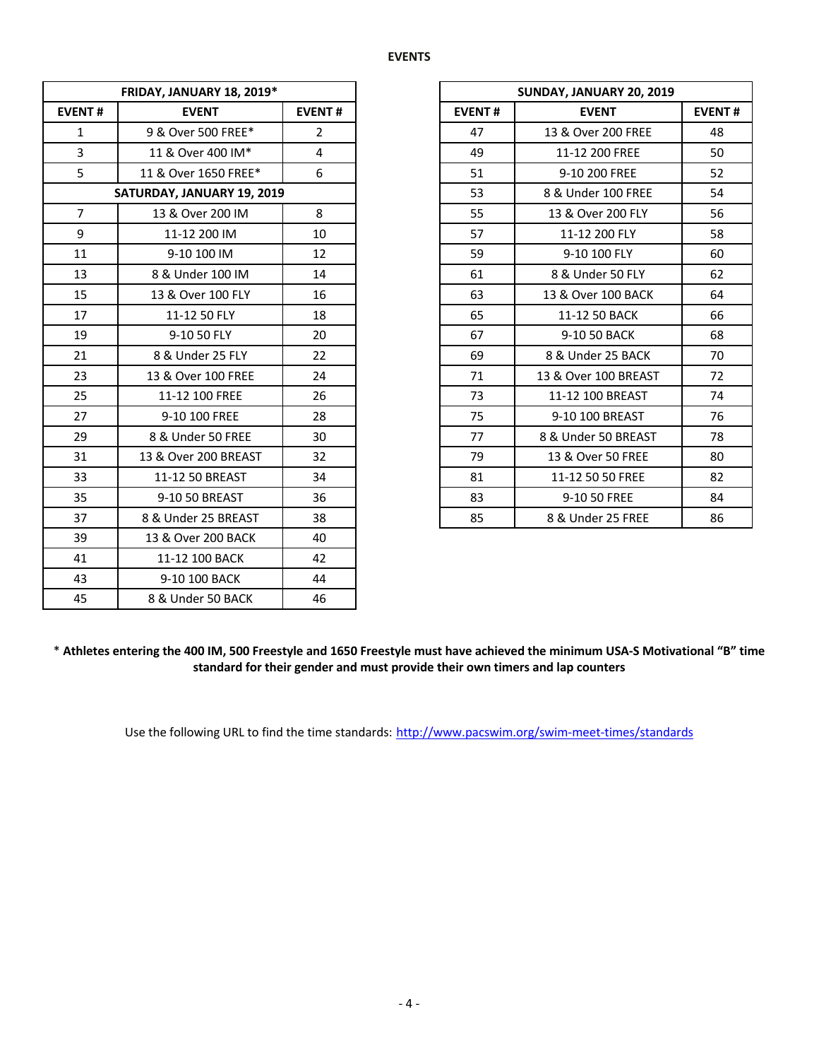**EVENTS**

| FRIDAY, JANUARY 18, 2019* | | |
|---|---|---|
| **EVENT #** | **EVENT** | **EVENT #** |
| 1 | 9 & Over 500 FREE* | 2 |
| 3 | 11 & Over 400 IM* | 4 |
| 5 | 11 & Over 1650 FREE* | 6 |
| **SATURDAY, JANUARY 19, 2019** | | |
| 7 | 13 & Over 200 IM | 8 |
| 9 | 11-12 200 IM | 10 |
| 11 | 9-10 100 IM | 12 |
| 13 | 8 & Under 100 IM | 14 |
| 15 | 13 & Over 100 FLY | 16 |
| 17 | 11-12 50 FLY | 18 |
| 19 | 9-10 50 FLY | 20 |
| 21 | 8 & Under 25 FLY | 22 |
| 23 | 13 & Over 100 FREE | 24 |
| 25 | 11-12 100 FREE | 26 |
| 27 | 9-10 100 FREE | 28 |
| 29 | 8 & Under 50 FREE | 30 |
| 31 | 13 & Over 200 BREAST | 32 |
| 33 | 11-12 50 BREAST | 34 |
| 35 | 9-10 50 BREAST | 36 |
| 37 | 8 & Under 25 BREAST | 38 |
| 39 | 13 & Over 200 BACK | 40 |
| 41 | 11-12 100 BACK | 42 |
| 43 | 9-10 100 BACK | 44 |
| 45 | 8 & Under 50 BACK | 46 |

| SUNDAY, JANUARY 20, 2019 | | |
|---|---|---|
| **EVENT #** | **EVENT** | **EVENT #** |
| 47 | 13 & Over 200 FREE | 48 |
| 49 | 11-12 200 FREE | 50 |
| 51 | 9-10 200 FREE | 52 |
| 53 | 8 & Under 100 FREE | 54 |
| 55 | 13 & Over 200 FLY | 56 |
| 57 | 11-12 200 FLY | 58 |
| 59 | 9-10 100 FLY | 60 |
| 61 | 8 & Under 50 FLY | 62 |
| 63 | 13 & Over 100 BACK | 64 |
| 65 | 11-12 50 BACK | 66 |
| 67 | 9-10 50 BACK | 68 |
| 69 | 8 & Under 25 BACK | 70 |
| 71 | 13 & Over 100 BREAST | 72 |
| 73 | 11-12 100 BREAST | 74 |
| 75 | 9-10 100 BREAST | 76 |
| 77 | 8 & Under 50 BREAST | 78 |
| 79 | 13 & Over 50 FREE | 80 |
| 81 | 11-12 50 50 FREE | 82 |
| 83 | 9-10 50 FREE | 84 |
| 85 | 8 & Under 25 FREE | 86 |

* **Athletes entering the 400 IM, 500 Freestyle and 1650 Freestyle must have achieved the minimum USA-S Motivational "B" time standard for their gender and must provide their own timers and lap counters**

Use the following URL to find the time standards: http://www.pacswim.org/swim-meet-times/standards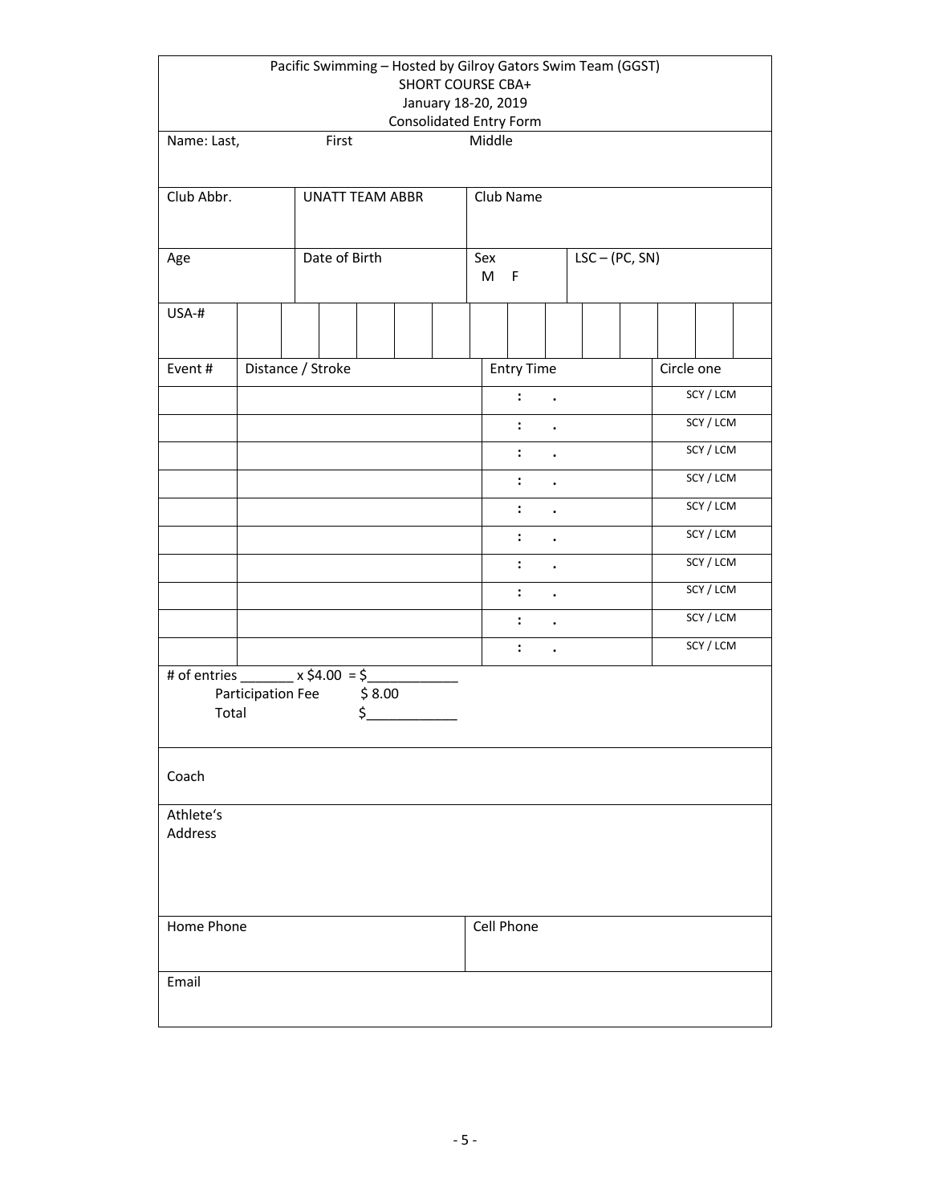Pacific Swimming – Hosted by Gilroy Gators Swim Team (GGST)
SHORT COURSE CBA+
January 18-20, 2019
Consolidated Entry Form

| Name: Last, | First | Middle |
|---|---|---|
| | | |

| Club Abbr. | UNATT TEAM ABBR | Club Name |
|---|---|---|
| | | |

| Age | Date of Birth | Sex M F | LSC – (PC, SN) |
|---|---|---|---|
| | | | |

| USA-# | | | | | | | | | | | | | | |
|---|---|---|---|---|---|---|---|---|---|---|---|---|---|---|
| | | | | | | | | | | | | | | |

| Event # | Distance / Stroke | Entry Time | Circle one |
|---|---|---|---|
| | | : . | SCY / LCM |
| | | : . | SCY / LCM |
| | | : . | SCY / LCM |
| | | : . | SCY / LCM |
| | | : . | SCY / LCM |
| | | : . | SCY / LCM |
| | | : . | SCY / LCM |
| | | : . | SCY / LCM |
| | | : . | SCY / LCM |
| | | : . | SCY / LCM |

# of entries _______ x $4.00 = $____________
Participation Fee $ 8.00
Total $____________

Coach

Athlete's Address

| Home Phone | Cell Phone |
|---|---|
| | |

Email